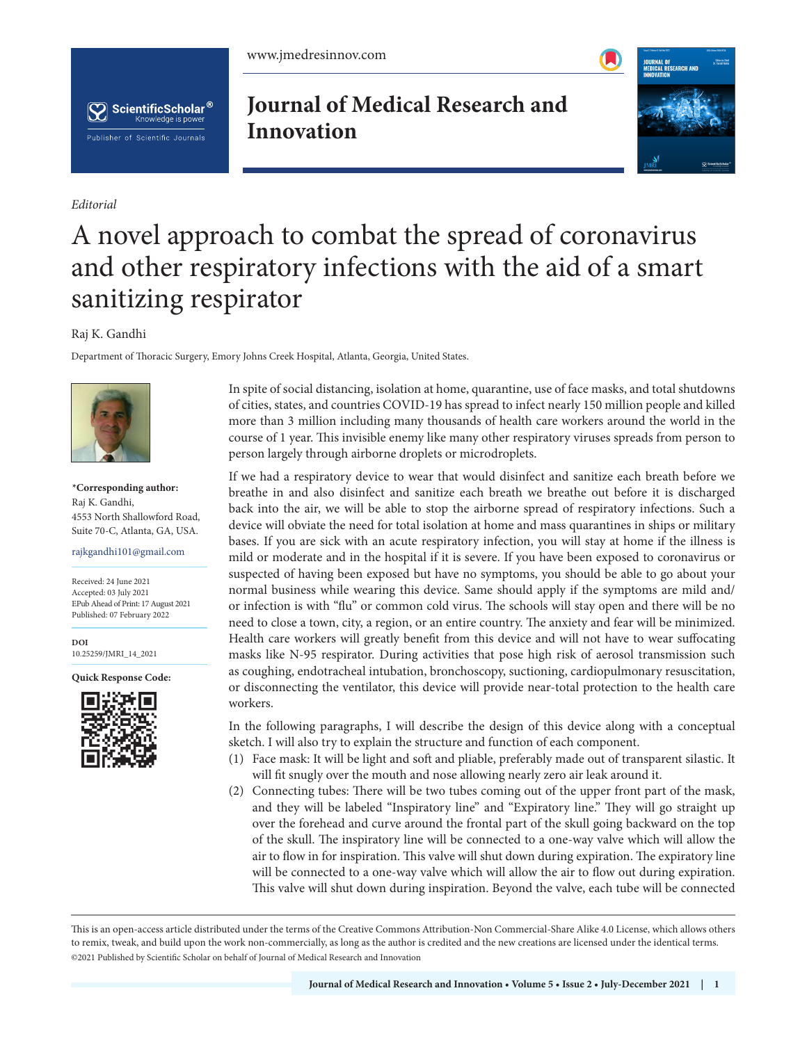*Editorial*

# A novel approach to combat the spread of coronavirus and other respiratory infections with the aid of a smart sanitizing respirator

Raj K. Gandhi

Department of Thoracic Surgery, Emory Johns Creek Hospital, Atlanta, Georgia, United States.

**\*Corresponding author:**
Raj K. Gandhi,
4553 North Shallowford Road,
Suite 70-C, Atlanta, GA, USA.

rajkgandhi101@gmail.com

Received: 24 June 2021
Accepted: 03 July 2021
EPub Ahead of Print: 17 August 2021
Published: 07 February 2022

**DOI**
10.25259/JMRI_14_2021

**Quick Response Code:**

In spite of social distancing, isolation at home, quarantine, use of face masks, and total shutdowns of cities, states, and countries COVID-19 has spread to infect nearly 150 million people and killed more than 3 million including many thousands of health care workers around the world in the course of 1 year. This invisible enemy like many other respiratory viruses spreads from person to person largely through airborne droplets or microdroplets.

If we had a respiratory device to wear that would disinfect and sanitize each breath before we breathe in and also disinfect and sanitize each breath we breathe out before it is discharged back into the air, we will be able to stop the airborne spread of respiratory infections. Such a device will obviate the need for total isolation at home and mass quarantines in ships or military bases. If you are sick with an acute respiratory infection, you will stay at home if the illness is mild or moderate and in the hospital if it is severe. If you have been exposed to coronavirus or suspected of having been exposed but have no symptoms, you should be able to go about your normal business while wearing this device. Same should apply if the symptoms are mild and/or infection is with "flu" or common cold virus. The schools will stay open and there will be no need to close a town, city, a region, or an entire country. The anxiety and fear will be minimized. Health care workers will greatly benefit from this device and will not have to wear suffocating masks like N-95 respirator. During activities that pose high risk of aerosol transmission such as coughing, endotracheal intubation, bronchoscopy, suctioning, cardiopulmonary resuscitation, or disconnecting the ventilator, this device will provide near-total protection to the health care workers.

In the following paragraphs, I will describe the design of this device along with a conceptual sketch. I will also try to explain the structure and function of each component.

(1) Face mask: It will be light and soft and pliable, preferably made out of transparent silastic. It will fit snugly over the mouth and nose allowing nearly zero air leak around it.
(2) Connecting tubes: There will be two tubes coming out of the upper front part of the mask, and they will be labeled "Inspiratory line" and "Expiratory line." They will go straight up over the forehead and curve around the frontal part of the skull going backward on the top of the skull. The inspiratory line will be connected to a one-way valve which will allow the air to flow in for inspiration. This valve will shut down during expiration. The expiratory line will be connected to a one-way valve which will allow the air to flow out during expiration. This valve will shut down during inspiration. Beyond the valve, each tube will be connected

This is an open-access article distributed under the terms of the Creative Commons Attribution-Non Commercial-Share Alike 4.0 License, which allows others to remix, tweak, and build upon the work non-commercially, as long as the author is credited and the new creations are licensed under the identical terms.
©2021 Published by Scientific Scholar on behalf of Journal of Medical Research and Innovation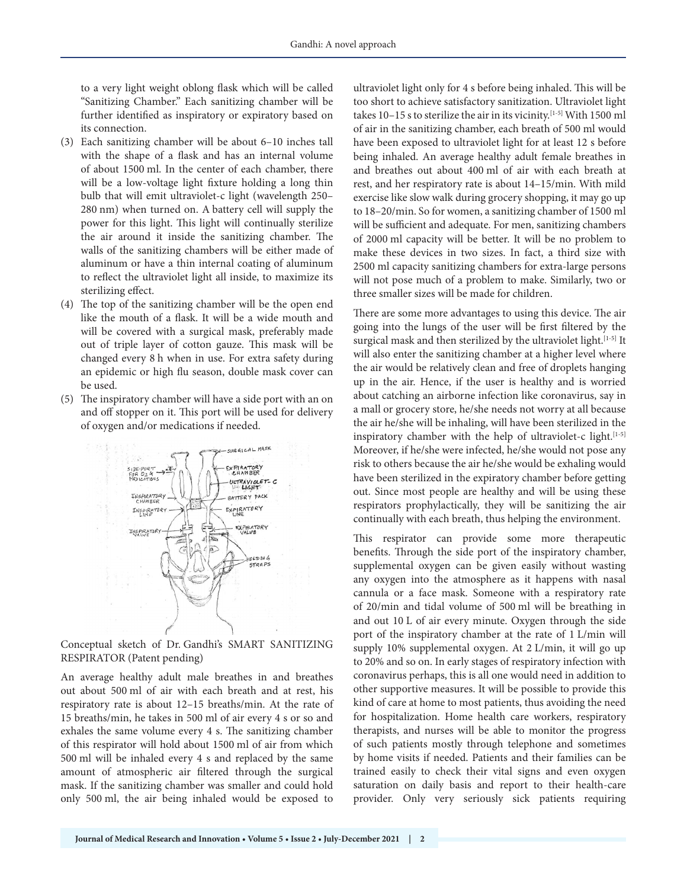to a very light weight oblong flask which will be called "Sanitizing Chamber." Each sanitizing chamber will be further identified as inspiratory or expiratory based on its connection.

(3) Each sanitizing chamber will be about 6–10 inches tall with the shape of a flask and has an internal volume of about 1500 ml. In the center of each chamber, there will be a low-voltage light fixture holding a long thin bulb that will emit ultraviolet-c light (wavelength 250–280 nm) when turned on. A battery cell will supply the power for this light. This light will continually sterilize the air around it inside the sanitizing chamber. The walls of the sanitizing chambers will be either made of aluminum or have a thin internal coating of aluminum to reflect the ultraviolet light all inside, to maximize its sterilizing effect.

(4) The top of the sanitizing chamber will be the open end like the mouth of a flask. It will be a wide mouth and will be covered with a surgical mask, preferably made out of triple layer of cotton gauze. This mask will be changed every 8 h when in use. For extra safety during an epidemic or high flu season, double mask cover can be used.

(5) The inspiratory chamber will have a side port with an on and off stopper on it. This port will be used for delivery of oxygen and/or medications if needed.

Conceptual sketch of Dr. Gandhi's SMART SANITIZING RESPIRATOR (Patent pending)

An average healthy adult male breathes in and breathes out about 500 ml of air with each breath and at rest, his respiratory rate is about 12–15 breaths/min. At the rate of 15 breaths/min, he takes in 500 ml of air every 4 s or so and exhales the same volume every 4 s. The sanitizing chamber of this respirator will hold about 1500 ml of air from which 500 ml will be inhaled every 4 s and replaced by the same amount of atmospheric air filtered through the surgical mask. If the sanitizing chamber was smaller and could hold only 500 ml, the air being inhaled would be exposed to ultraviolet light only for 4 s before being inhaled. This will be too short to achieve satisfactory sanitization. Ultraviolet light takes 10–15 s to sterilize the air in its vicinity.[1-5] With 1500 ml of air in the sanitizing chamber, each breath of 500 ml would have been exposed to ultraviolet light for at least 12 s before being inhaled. An average healthy adult female breathes in and breathes out about 400 ml of air with each breath at rest, and her respiratory rate is about 14–15/min. With mild exercise like slow walk during grocery shopping, it may go up to 18–20/min. So for women, a sanitizing chamber of 1500 ml will be sufficient and adequate. For men, sanitizing chambers of 2000 ml capacity will be better. It will be no problem to make these devices in two sizes. In fact, a third size with 2500 ml capacity sanitizing chambers for extra-large persons will not pose much of a problem to make. Similarly, two or three smaller sizes will be made for children.

There are some more advantages to using this device. The air going into the lungs of the user will be first filtered by the surgical mask and then sterilized by the ultraviolet light.[1-5] It will also enter the sanitizing chamber at a higher level where the air would be relatively clean and free of droplets hanging up in the air. Hence, if the user is healthy and is worried about catching an airborne infection like coronavirus, say in a mall or grocery store, he/she needs not worry at all because the air he/she will be inhaling, will have been sterilized in the inspiratory chamber with the help of ultraviolet-c light.[1-5] Moreover, if he/she were infected, he/she would not pose any risk to others because the air he/she would be exhaling would have been sterilized in the expiratory chamber before getting out. Since most people are healthy and will be using these respirators prophylactically, they will be sanitizing the air continually with each breath, thus helping the environment.

This respirator can provide some more therapeutic benefits. Through the side port of the inspiratory chamber, supplemental oxygen can be given easily without wasting any oxygen into the atmosphere as it happens with nasal cannula or a face mask. Someone with a respiratory rate of 20/min and tidal volume of 500 ml will be breathing in and out 10 L of air every minute. Oxygen through the side port of the inspiratory chamber at the rate of 1 L/min will supply 10% supplemental oxygen. At 2 L/min, it will go up to 20% and so on. In early stages of respiratory infection with coronavirus perhaps, this is all one would need in addition to other supportive measures. It will be possible to provide this kind of care at home to most patients, thus avoiding the need for hospitalization. Home health care workers, respiratory therapists, and nurses will be able to monitor the progress of such patients mostly through telephone and sometimes by home visits if needed. Patients and their families can be trained easily to check their vital signs and even oxygen saturation on daily basis and report to their health-care provider. Only very seriously sick patients requiring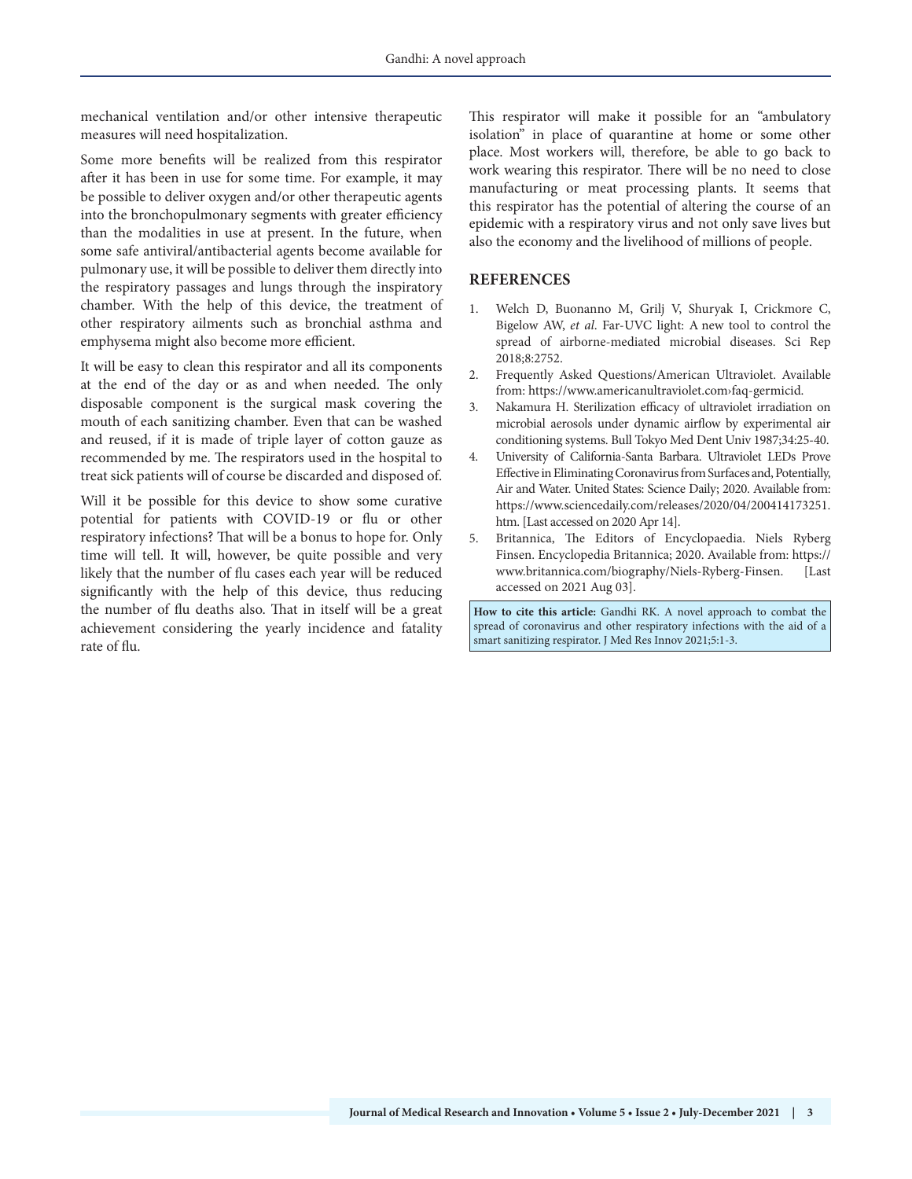mechanical ventilation and/or other intensive therapeutic measures will need hospitalization.

Some more benefits will be realized from this respirator after it has been in use for some time. For example, it may be possible to deliver oxygen and/or other therapeutic agents into the bronchopulmonary segments with greater efficiency than the modalities in use at present. In the future, when some safe antiviral/antibacterial agents become available for pulmonary use, it will be possible to deliver them directly into the respiratory passages and lungs through the inspiratory chamber. With the help of this device, the treatment of other respiratory ailments such as bronchial asthma and emphysema might also become more efficient.

It will be easy to clean this respirator and all its components at the end of the day or as and when needed. The only disposable component is the surgical mask covering the mouth of each sanitizing chamber. Even that can be washed and reused, if it is made of triple layer of cotton gauze as recommended by me. The respirators used in the hospital to treat sick patients will of course be discarded and disposed of.

Will it be possible for this device to show some curative potential for patients with COVID-19 or flu or other respiratory infections? That will be a bonus to hope for. Only time will tell. It will, however, be quite possible and very likely that the number of flu cases each year will be reduced significantly with the help of this device, thus reducing the number of flu deaths also. That in itself will be a great achievement considering the yearly incidence and fatality rate of flu.

This respirator will make it possible for an "ambulatory isolation" in place of quarantine at home or some other place. Most workers will, therefore, be able to go back to work wearing this respirator. There will be no need to close manufacturing or meat processing plants. It seems that this respirator has the potential of altering the course of an epidemic with a respiratory virus and not only save lives but also the economy and the livelihood of millions of people.

## REFERENCES

1. Welch D, Buonanno M, Grilj V, Shuryak I, Crickmore C, Bigelow AW, *et al*. Far-UVC light: A new tool to control the spread of airborne-mediated microbial diseases. Sci Rep 2018;8:2752.
2. Frequently Asked Questions/American Ultraviolet. Available from: https://www.americanultraviolet.com›faq-germicid.
3. Nakamura H. Sterilization efficacy of ultraviolet irradiation on microbial aerosols under dynamic airflow by experimental air conditioning systems. Bull Tokyo Med Dent Univ 1987;34:25-40.
4. University of California-Santa Barbara. Ultraviolet LEDs Prove Effective in Eliminating Coronavirus from Surfaces and, Potentially, Air and Water. United States: Science Daily; 2020. Available from: https://www.sciencedaily.com/releases/2020/04/200414173251.htm. [Last accessed on 2020 Apr 14].
5. Britannica, The Editors of Encyclopaedia. Niels Ryberg Finsen. Encyclopedia Britannica; 2020. Available from: https://www.britannica.com/biography/Niels-Ryberg-Finsen. [Last accessed on 2021 Aug 03].

**How to cite this article:** Gandhi RK. A novel approach to combat the spread of coronavirus and other respiratory infections with the aid of a smart sanitizing respirator. J Med Res Innov 2021;5:1-3.